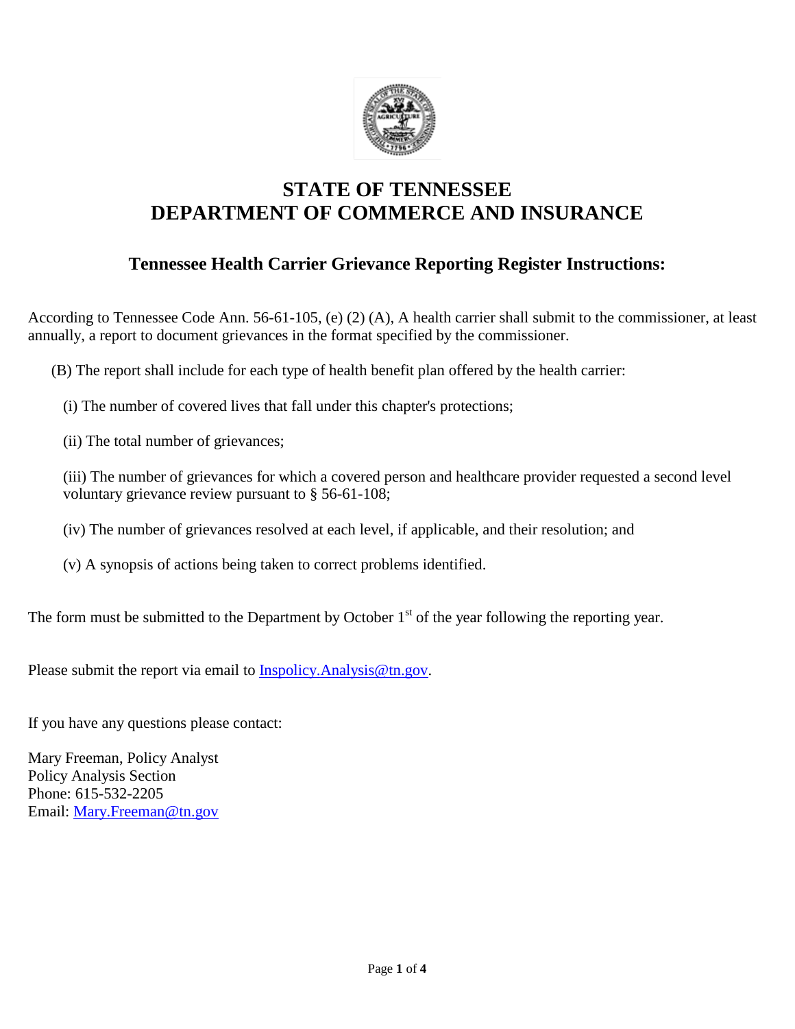# STATE OF TENNESSEE
# DEPARTMENT OF COMMERCE AND INSURANCE

## Tennessee Health Carrier Grievance Reporting Register Instructions:

According to Tennessee Code Ann. 56-61-105, (e) (2) (A), A health carrier shall submit to the commissioner, at least annually, a report to document grievances in the format specified by the commissioner.

(B) The report shall include for each type of health benefit plan offered by the health carrier:

(i) The number of covered lives that fall under this chapter's protections;

(ii) The total number of grievances;

(iii) The number of grievances for which a covered person and healthcare provider requested a second level voluntary grievance review pursuant to § 56-61-108;

(iv) The number of grievances resolved at each level, if applicable, and their resolution; and

(v) A synopsis of actions being taken to correct problems identified.

The form must be submitted to the Department by October 1st of the year following the reporting year.

Please submit the report via email to Inspolicy.Analysis@tn.gov.

If you have any questions please contact:

Mary Freeman, Policy Analyst
Policy Analysis Section
Phone: 615-532-2205
Email: Mary.Freeman@tn.gov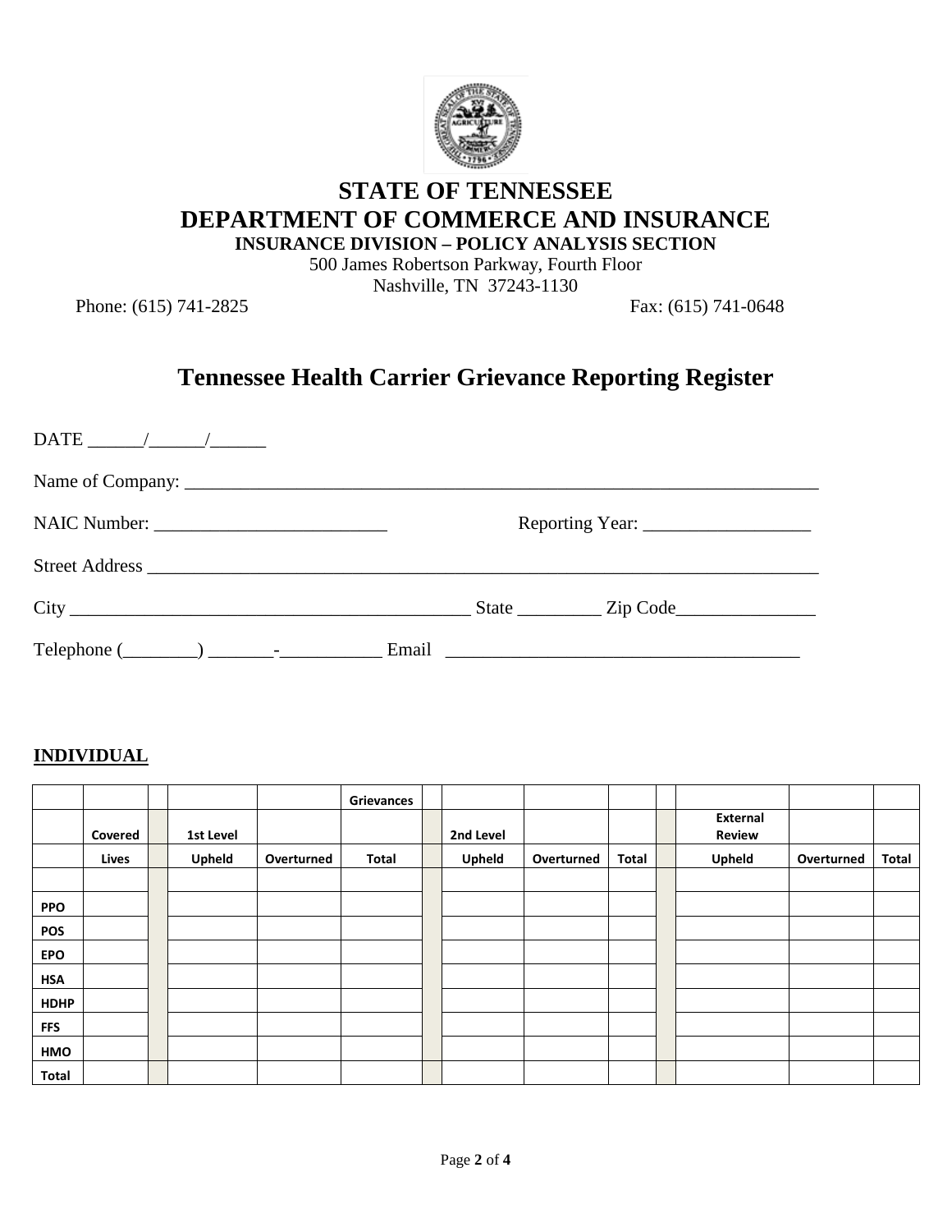# STATE OF TENNESSEE
# DEPARTMENT OF COMMERCE AND INSURANCE
### INSURANCE DIVISION – POLICY ANALYSIS SECTION

500 James Robertson Parkway, Fourth Floor
Nashville, TN 37243-1130

Phone: (615) 741-2825 Fax: (615) 741-0648

## Tennessee Health Carrier Grievance Reporting Register

DATE ______/______/______

Name of Company: ______________________________________________________________________

NAIC Number: _________________________ Reporting Year: __________________

Street Address ___________________________________________________________________________

City ____________________________________________ State _________ Zip Code_______________

Telephone (________) _______-___________ Email ______________________________________

**INDIVIDUAL**

| | | | | | Grievances | | | | | | | | |
|---|---|---|---|---|---|---|---|---|---|---|---|---|---|
| | Covered | | 1st Level | | | | 2nd Level | | | | External Review | | |
| | Lives | | Upheld | Overturned | Total | | Upheld | Overturned | Total | | Upheld | Overturned | Total |
| | | | | | | | | | | | | | |
| PPO | | | | | | | | | | | | | |
| POS | | | | | | | | | | | | | |
| EPO | | | | | | | | | | | | | |
| HSA | | | | | | | | | | | | | |
| HDHP | | | | | | | | | | | | | |
| FFS | | | | | | | | | | | | | |
| HMO | | | | | | | | | | | | | |
| Total | | | | | | | | | | | | | |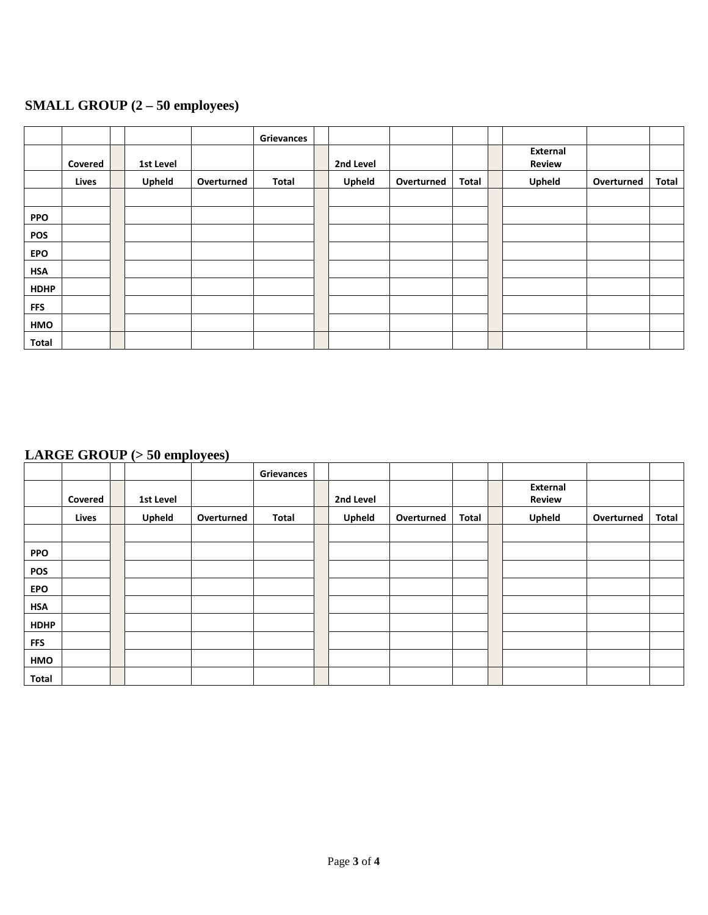## SMALL GROUP (2 – 50 employees)

| | | | | | Grievances | | | | | | | | |
|---|---|---|---|---|---|---|---|---|---|---|---|---|---|
| | Covered | | 1st Level | | | | 2nd Level | | | | External Review | | |
| | Lives | | Upheld | Overturned | Total | | Upheld | Overturned | Total | | Upheld | Overturned | Total |
| | | | | | | | | | | | | | |
| PPO | | | | | | | | | | | | | |
| POS | | | | | | | | | | | | | |
| EPO | | | | | | | | | | | | | |
| HSA | | | | | | | | | | | | | |
| HDHP | | | | | | | | | | | | | |
| FFS | | | | | | | | | | | | | |
| HMO | | | | | | | | | | | | | |
| Total | | | | | | | | | | | | | |

## LARGE GROUP (> 50 employees)

| | | | | | Grievances | | | | | | | | |
|---|---|---|---|---|---|---|---|---|---|---|---|---|---|
| | Covered | | 1st Level | | | | 2nd Level | | | | External Review | | |
| | Lives | | Upheld | Overturned | Total | | Upheld | Overturned | Total | | Upheld | Overturned | Total |
| | | | | | | | | | | | | | |
| PPO | | | | | | | | | | | | | |
| POS | | | | | | | | | | | | | |
| EPO | | | | | | | | | | | | | |
| HSA | | | | | | | | | | | | | |
| HDHP | | | | | | | | | | | | | |
| FFS | | | | | | | | | | | | | |
| HMO | | | | | | | | | | | | | |
| Total | | | | | | | | | | | | | |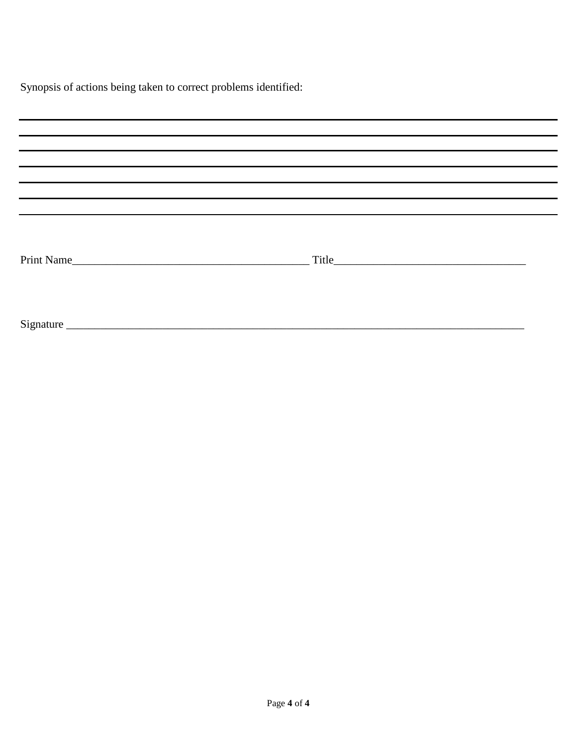Synopsis of actions being taken to correct problems identified:

______________________________________________________________________________________

______________________________________________________________________________________

______________________________________________________________________________________

______________________________________________________________________________________

______________________________________________________________________________________

______________________________________________________________________________________

Print Name_________________________________________ Title__________________________________

Signature ___________________________________________________________________________________